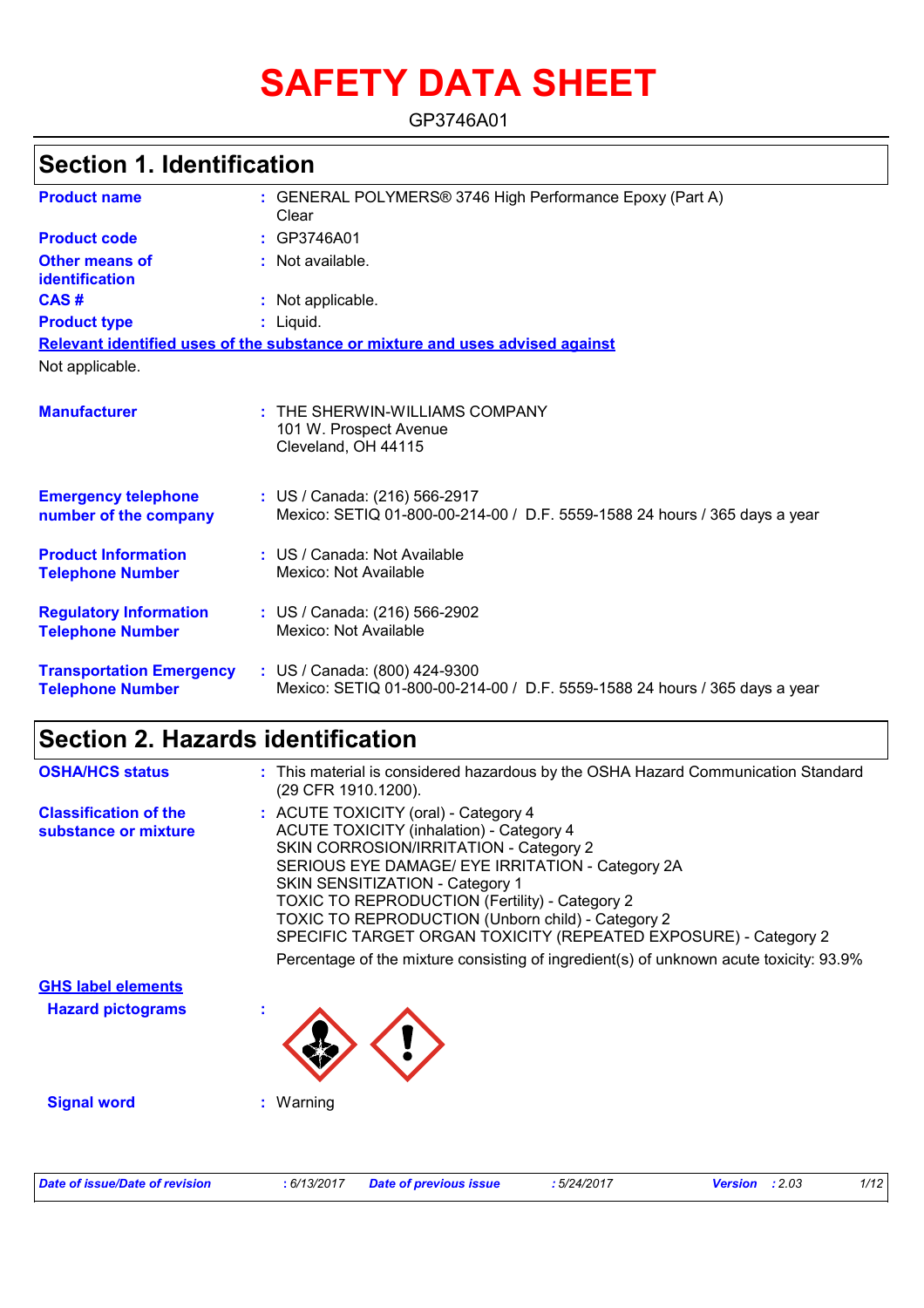# SAFETY DATA SHEET

GP3746A01

## Section 1. Identification

| | |
|---|---|
| **Product name** | : GENERAL POLYMERS® 3746 High Performance Epoxy (Part A) Clear |
| **Product code** | : GP3746A01 |
| **Other means of identification** | : Not available. |
| **CAS #** | : Not applicable. |
| **Product type** | : Liquid. |

**Relevant identified uses of the substance or mixture and uses advised against**

Not applicable.

| | |
|---|---|
| **Manufacturer** | : THE SHERWIN-WILLIAMS COMPANY<br>101 W. Prospect Avenue<br>Cleveland, OH 44115 |
| **Emergency telephone number of the company** | : US / Canada: (216) 566-2917<br>Mexico: SETIQ 01-800-00-214-00 / D.F. 5559-1588 24 hours / 365 days a year |
| **Product Information Telephone Number** | : US / Canada: Not Available<br>Mexico: Not Available |
| **Regulatory Information Telephone Number** | : US / Canada: (216) 566-2902<br>Mexico: Not Available |
| **Transportation Emergency Telephone Number** | : US / Canada: (800) 424-9300<br>Mexico: SETIQ 01-800-00-214-00 / D.F. 5559-1588 24 hours / 365 days a year |

## Section 2. Hazards identification

| | |
|---|---|
| **OSHA/HCS status** | : This material is considered hazardous by the OSHA Hazard Communication Standard (29 CFR 1910.1200). |
| **Classification of the substance or mixture** | : ACUTE TOXICITY (oral) - Category 4<br>ACUTE TOXICITY (inhalation) - Category 4<br>SKIN CORROSION/IRRITATION - Category 2<br>SERIOUS EYE DAMAGE/ EYE IRRITATION - Category 2A<br>SKIN SENSITIZATION - Category 1<br>TOXIC TO REPRODUCTION (Fertility) - Category 2<br>TOXIC TO REPRODUCTION (Unborn child) - Category 2<br>SPECIFIC TARGET ORGAN TOXICITY (REPEATED EXPOSURE) - Category 2<br>Percentage of the mixture consisting of ingredient(s) of unknown acute toxicity: 93.9% |

**GHS label elements**

| | |
|---|---|
| **Hazard pictograms** | : |
| **Signal word** | : Warning |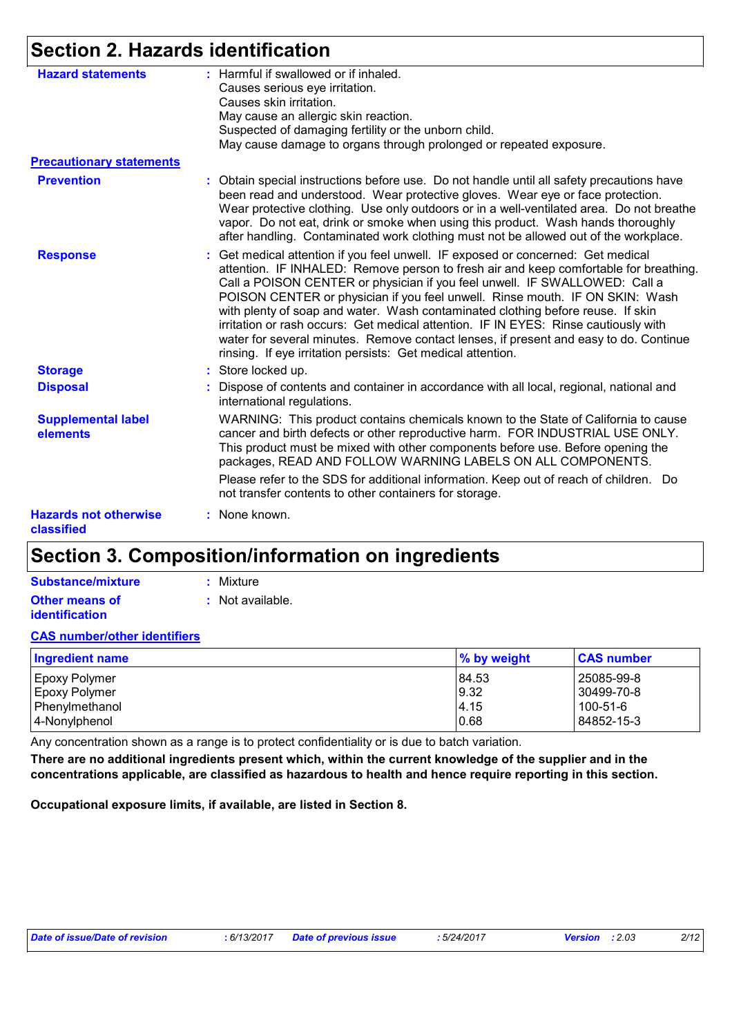## Section 2. Hazards identification

**Hazard statements** : Harmful if swallowed or if inhaled.
Causes serious eye irritation.
Causes skin irritation.
May cause an allergic skin reaction.
Suspected of damaging fertility or the unborn child.
May cause damage to organs through prolonged or repeated exposure.

**Precautionary statements**

**Prevention** : Obtain special instructions before use. Do not handle until all safety precautions have been read and understood. Wear protective gloves. Wear eye or face protection. Wear protective clothing. Use only outdoors or in a well-ventilated area. Do not breathe vapor. Do not eat, drink or smoke when using this product. Wash hands thoroughly after handling. Contaminated work clothing must not be allowed out of the workplace.

**Response** : Get medical attention if you feel unwell. IF exposed or concerned: Get medical attention. IF INHALED: Remove person to fresh air and keep comfortable for breathing. Call a POISON CENTER or physician if you feel unwell. IF SWALLOWED: Call a POISON CENTER or physician if you feel unwell. Rinse mouth. IF ON SKIN: Wash with plenty of soap and water. Wash contaminated clothing before reuse. If skin irritation or rash occurs: Get medical attention. IF IN EYES: Rinse cautiously with water for several minutes. Remove contact lenses, if present and easy to do. Continue rinsing. If eye irritation persists: Get medical attention.

**Storage** : Store locked up.

**Disposal** : Dispose of contents and container in accordance with all local, regional, national and international regulations.

**Supplemental label elements** WARNING: This product contains chemicals known to the State of California to cause cancer and birth defects or other reproductive harm. FOR INDUSTRIAL USE ONLY. This product must be mixed with other components before use. Before opening the packages, READ AND FOLLOW WARNING LABELS ON ALL COMPONENTS.

Please refer to the SDS for additional information. Keep out of reach of children. Do not transfer contents to other containers for storage.

**Hazards not otherwise classified** : None known.

## Section 3. Composition/information on ingredients

**Substance/mixture** : Mixture

**Other means of identification** : Not available.

**CAS number/other identifiers**

| Ingredient name | % by weight | CAS number |
|---|---|---|
| Epoxy Polymer | 84.53 | 25085-99-8 |
| Epoxy Polymer | 9.32 | 30499-70-8 |
| Phenylmethanol | 4.15 | 100-51-6 |
| 4-Nonylphenol | 0.68 | 84852-15-3 |

Any concentration shown as a range is to protect confidentiality or is due to batch variation.

**There are no additional ingredients present which, within the current knowledge of the supplier and in the concentrations applicable, are classified as hazardous to health and hence require reporting in this section.**

**Occupational exposure limits, if available, are listed in Section 8.**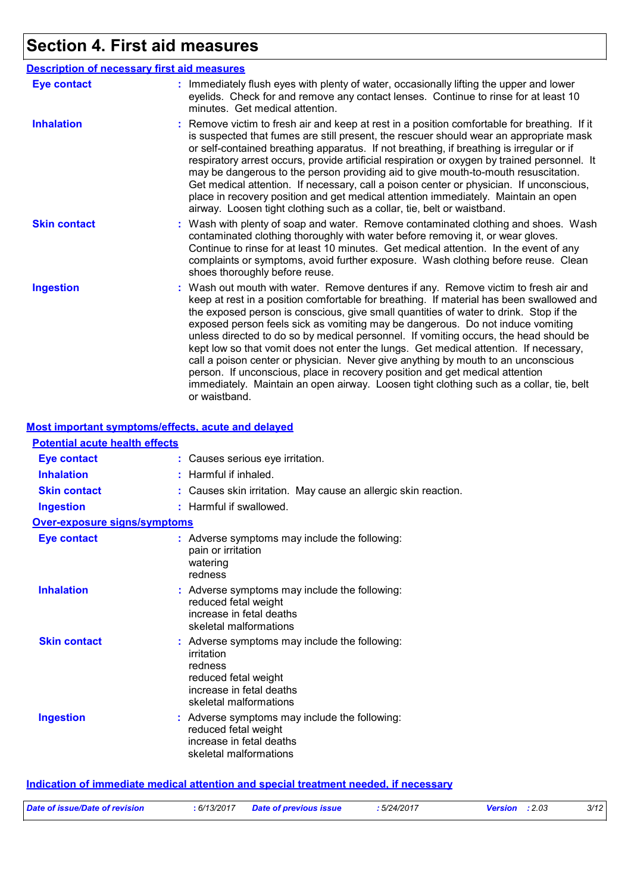# Section 4. First aid measures

## Description of necessary first aid measures

**Eye contact** : Immediately flush eyes with plenty of water, occasionally lifting the upper and lower eyelids. Check for and remove any contact lenses. Continue to rinse for at least 10 minutes. Get medical attention.

**Inhalation** : Remove victim to fresh air and keep at rest in a position comfortable for breathing. If it is suspected that fumes are still present, the rescuer should wear an appropriate mask or self-contained breathing apparatus. If not breathing, if breathing is irregular or if respiratory arrest occurs, provide artificial respiration or oxygen by trained personnel. It may be dangerous to the person providing aid to give mouth-to-mouth resuscitation. Get medical attention. If necessary, call a poison center or physician. If unconscious, place in recovery position and get medical attention immediately. Maintain an open airway. Loosen tight clothing such as a collar, tie, belt or waistband.

**Skin contact** : Wash with plenty of soap and water. Remove contaminated clothing and shoes. Wash contaminated clothing thoroughly with water before removing it, or wear gloves. Continue to rinse for at least 10 minutes. Get medical attention. In the event of any complaints or symptoms, avoid further exposure. Wash clothing before reuse. Clean shoes thoroughly before reuse.

**Ingestion** : Wash out mouth with water. Remove dentures if any. Remove victim to fresh air and keep at rest in a position comfortable for breathing. If material has been swallowed and the exposed person is conscious, give small quantities of water to drink. Stop if the exposed person feels sick as vomiting may be dangerous. Do not induce vomiting unless directed to do so by medical personnel. If vomiting occurs, the head should be kept low so that vomit does not enter the lungs. Get medical attention. If necessary, call a poison center or physician. Never give anything by mouth to an unconscious person. If unconscious, place in recovery position and get medical attention immediately. Maintain an open airway. Loosen tight clothing such as a collar, tie, belt or waistband.

## Most important symptoms/effects, acute and delayed

### Potential acute health effects

**Eye contact** : Causes serious eye irritation.

**Inhalation** : Harmful if inhaled.

**Skin contact** : Causes skin irritation. May cause an allergic skin reaction.

**Ingestion** : Harmful if swallowed.

### Over-exposure signs/symptoms

**Eye contact** : Adverse symptoms may include the following:
pain or irritation
watering
redness

**Inhalation** : Adverse symptoms may include the following:
reduced fetal weight
increase in fetal deaths
skeletal malformations

**Skin contact** : Adverse symptoms may include the following:
irritation
redness
reduced fetal weight
increase in fetal deaths
skeletal malformations

**Ingestion** : Adverse symptoms may include the following:
reduced fetal weight
increase in fetal deaths
skeletal malformations

## Indication of immediate medical attention and special treatment needed, if necessary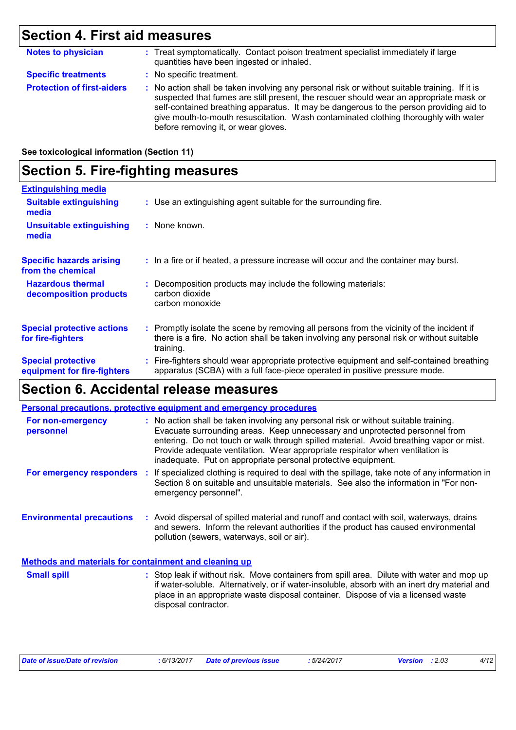## Section 4. First aid measures

**Notes to physician** : Treat symptomatically. Contact poison treatment specialist immediately if large quantities have been ingested or inhaled.

**Specific treatments** : No specific treatment.

**Protection of first-aiders** : No action shall be taken involving any personal risk or without suitable training. If it is suspected that fumes are still present, the rescuer should wear an appropriate mask or self-contained breathing apparatus. It may be dangerous to the person providing aid to give mouth-to-mouth resuscitation. Wash contaminated clothing thoroughly with water before removing it, or wear gloves.

**See toxicological information (Section 11)**

## Section 5. Fire-fighting measures

**Extinguishing media**

**Suitable extinguishing media** : Use an extinguishing agent suitable for the surrounding fire.

**Unsuitable extinguishing media** : None known.

**Specific hazards arising from the chemical** : In a fire or if heated, a pressure increase will occur and the container may burst.

**Hazardous thermal decomposition products** : Decomposition products may include the following materials:
carbon dioxide
carbon monoxide

**Special protective actions for fire-fighters** : Promptly isolate the scene by removing all persons from the vicinity of the incident if there is a fire. No action shall be taken involving any personal risk or without suitable training.

**Special protective equipment for fire-fighters** : Fire-fighters should wear appropriate protective equipment and self-contained breathing apparatus (SCBA) with a full face-piece operated in positive pressure mode.

## Section 6. Accidental release measures

**Personal precautions, protective equipment and emergency procedures**

**For non-emergency personnel** : No action shall be taken involving any personal risk or without suitable training. Evacuate surrounding areas. Keep unnecessary and unprotected personnel from entering. Do not touch or walk through spilled material. Avoid breathing vapor or mist. Provide adequate ventilation. Wear appropriate respirator when ventilation is inadequate. Put on appropriate personal protective equipment.

**For emergency responders** : If specialized clothing is required to deal with the spillage, take note of any information in Section 8 on suitable and unsuitable materials. See also the information in "For non-emergency personnel".

**Environmental precautions** : Avoid dispersal of spilled material and runoff and contact with soil, waterways, drains and sewers. Inform the relevant authorities if the product has caused environmental pollution (sewers, waterways, soil or air).

**Methods and materials for containment and cleaning up**

**Small spill** : Stop leak if without risk. Move containers from spill area. Dilute with water and mop up if water-soluble. Alternatively, or if water-insoluble, absorb with an inert dry material and place in an appropriate waste disposal container. Dispose of via a licensed waste disposal contractor.

*Date of issue/Date of revision* : 6/13/2017 *Date of previous issue* : 5/24/2017 *Version* : 2.03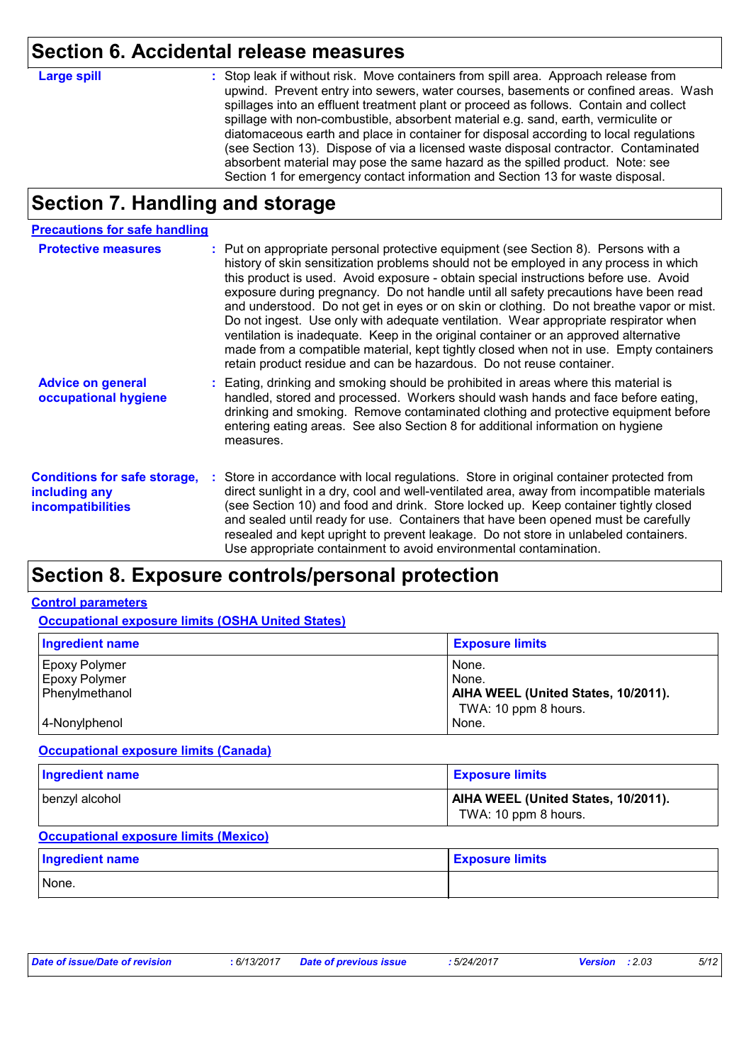## Section 6. Accidental release measures

**Large spill** : Stop leak if without risk. Move containers from spill area. Approach release from upwind. Prevent entry into sewers, water courses, basements or confined areas. Wash spillages into an effluent treatment plant or proceed as follows. Contain and collect spillage with non-combustible, absorbent material e.g. sand, earth, vermiculite or diatomaceous earth and place in container for disposal according to local regulations (see Section 13). Dispose of via a licensed waste disposal contractor. Contaminated absorbent material may pose the same hazard as the spilled product. Note: see Section 1 for emergency contact information and Section 13 for waste disposal.

## Section 7. Handling and storage

### Precautions for safe handling

**Protective measures** : Put on appropriate personal protective equipment (see Section 8). Persons with a history of skin sensitization problems should not be employed in any process in which this product is used. Avoid exposure - obtain special instructions before use. Avoid exposure during pregnancy. Do not handle until all safety precautions have been read and understood. Do not get in eyes or on skin or clothing. Do not breathe vapor or mist. Do not ingest. Use only with adequate ventilation. Wear appropriate respirator when ventilation is inadequate. Keep in the original container or an approved alternative made from a compatible material, kept tightly closed when not in use. Empty containers retain product residue and can be hazardous. Do not reuse container.

**Advice on general occupational hygiene** : Eating, drinking and smoking should be prohibited in areas where this material is handled, stored and processed. Workers should wash hands and face before eating, drinking and smoking. Remove contaminated clothing and protective equipment before entering eating areas. See also Section 8 for additional information on hygiene measures.

**Conditions for safe storage, including any incompatibilities** : Store in accordance with local regulations. Store in original container protected from direct sunlight in a dry, cool and well-ventilated area, away from incompatible materials (see Section 10) and food and drink. Store locked up. Keep container tightly closed and sealed until ready for use. Containers that have been opened must be carefully resealed and kept upright to prevent leakage. Do not store in unlabeled containers. Use appropriate containment to avoid environmental contamination.

## Section 8. Exposure controls/personal protection

### Control parameters

#### Occupational exposure limits (OSHA United States)

| Ingredient name | Exposure limits |
|---|---|
| Epoxy Polymer | None. |
| Epoxy Polymer | None. |
| Phenylmethanol | **AIHA WEEL (United States, 10/2011).** TWA: 10 ppm 8 hours. |
| 4-Nonylphenol | None. |

#### Occupational exposure limits (Canada)

| Ingredient name | Exposure limits |
|---|---|
| benzyl alcohol | **AIHA WEEL (United States, 10/2011).** TWA: 10 ppm 8 hours. |

#### Occupational exposure limits (Mexico)

| Ingredient name | Exposure limits |
|---|---|
| None. | |

*Date of issue/Date of revision* : 6/13/2017 *Date of previous issue* : 5/24/2017 *Version* : 2.03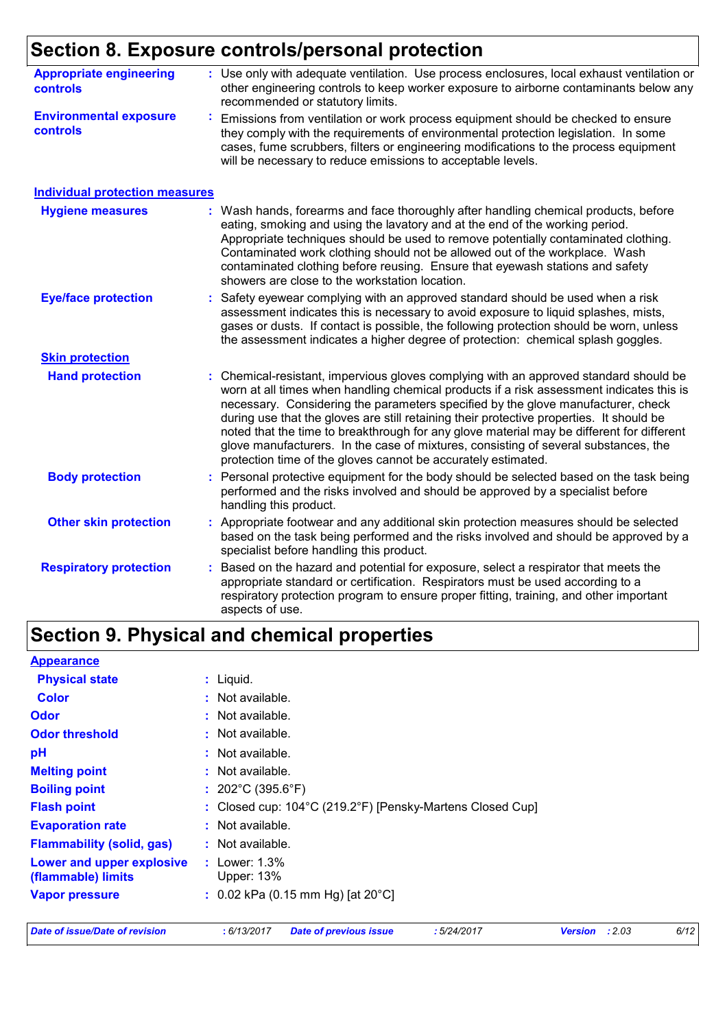# Section 8. Exposure controls/personal protection

**Appropriate engineering controls** : Use only with adequate ventilation. Use process enclosures, local exhaust ventilation or other engineering controls to keep worker exposure to airborne contaminants below any recommended or statutory limits.

**Environmental exposure controls** : Emissions from ventilation or work process equipment should be checked to ensure they comply with the requirements of environmental protection legislation. In some cases, fume scrubbers, filters or engineering modifications to the process equipment will be necessary to reduce emissions to acceptable levels.

## Individual protection measures

**Hygiene measures** : Wash hands, forearms and face thoroughly after handling chemical products, before eating, smoking and using the lavatory and at the end of the working period. Appropriate techniques should be used to remove potentially contaminated clothing. Contaminated work clothing should not be allowed out of the workplace. Wash contaminated clothing before reusing. Ensure that eyewash stations and safety showers are close to the workstation location.

**Eye/face protection** : Safety eyewear complying with an approved standard should be used when a risk assessment indicates this is necessary to avoid exposure to liquid splashes, mists, gases or dusts. If contact is possible, the following protection should be worn, unless the assessment indicates a higher degree of protection: chemical splash goggles.

### Skin protection

**Hand protection** : Chemical-resistant, impervious gloves complying with an approved standard should be worn at all times when handling chemical products if a risk assessment indicates this is necessary. Considering the parameters specified by the glove manufacturer, check during use that the gloves are still retaining their protective properties. It should be noted that the time to breakthrough for any glove material may be different for different glove manufacturers. In the case of mixtures, consisting of several substances, the protection time of the gloves cannot be accurately estimated.

**Body protection** : Personal protective equipment for the body should be selected based on the task being performed and the risks involved and should be approved by a specialist before handling this product.

**Other skin protection** : Appropriate footwear and any additional skin protection measures should be selected based on the task being performed and the risks involved and should be approved by a specialist before handling this product.

**Respiratory protection** : Based on the hazard and potential for exposure, select a respirator that meets the appropriate standard or certification. Respirators must be used according to a respiratory protection program to ensure proper fitting, training, and other important aspects of use.

# Section 9. Physical and chemical properties

## Appearance

**Physical state** : Liquid.

**Color** : Not available.

**Odor** : Not available.

**Odor threshold** : Not available.

**pH** : Not available.

**Melting point** : Not available.

**Boiling point** : 202°C (395.6°F)

**Flash point** : Closed cup: 104°C (219.2°F) [Pensky-Martens Closed Cup]

**Evaporation rate** : Not available.

**Flammability (solid, gas)** : Not available.

**Lower and upper explosive (flammable) limits** : Lower: 1.3%
Upper: 13%

**Vapor pressure** : 0.02 kPa (0.15 mm Hg) [at 20°C]

*Date of issue/Date of revision* : 6/13/2017 *Date of previous issue* : 5/24/2017 *Version* : 2.03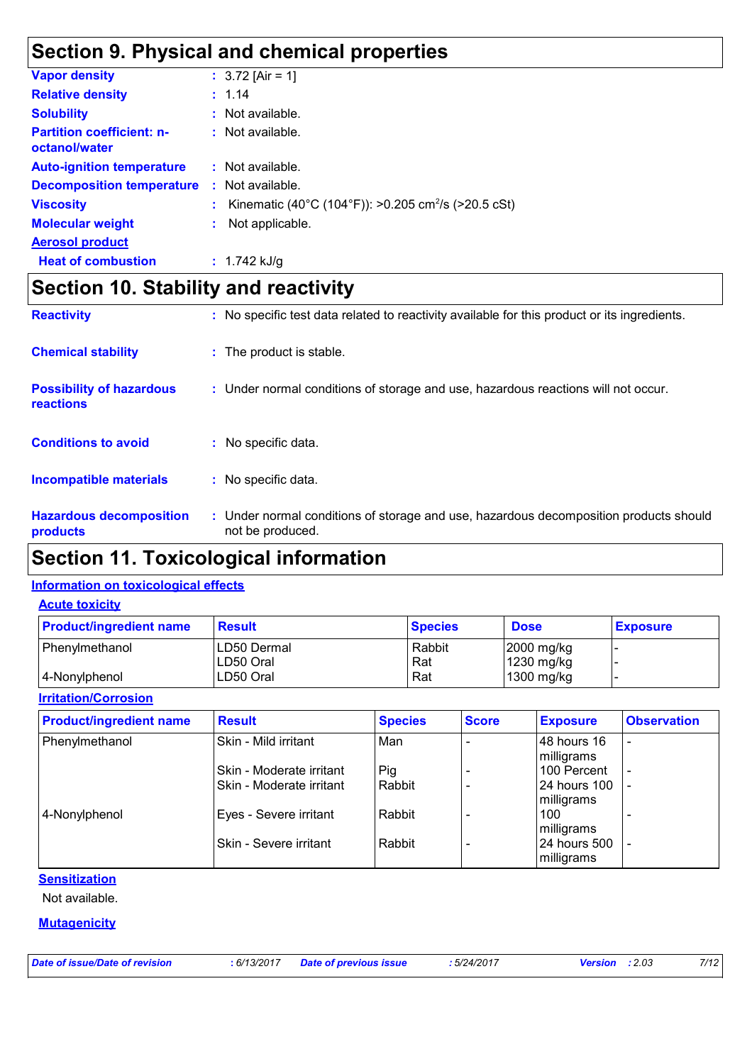## Section 9. Physical and chemical properties

| | | |
|---|---|---|
| **Vapor density** | : | 3.72 [Air = 1] |
| **Relative density** | : | 1.14 |
| **Solubility** | : | Not available. |
| **Partition coefficient: n-octanol/water** | : | Not available. |
| **Auto-ignition temperature** | : | Not available. |
| **Decomposition temperature** | : | Not available. |
| **Viscosity** | : | Kinematic (40°C (104°F)): >0.205 $cm^2/s$ (>20.5 cSt) |
| **Molecular weight** | : | Not applicable. |

**Aerosol product**

| | | |
|---|---|---|
| **Heat of combustion** | : | 1.742 kJ/g |

## Section 10. Stability and reactivity

| | | |
|---|---|---|
| **Reactivity** | : | No specific test data related to reactivity available for this product or its ingredients. |
| **Chemical stability** | : | The product is stable. |
| **Possibility of hazardous reactions** | : | Under normal conditions of storage and use, hazardous reactions will not occur. |
| **Conditions to avoid** | : | No specific data. |
| **Incompatible materials** | : | No specific data. |
| **Hazardous decomposition products** | : | Under normal conditions of storage and use, hazardous decomposition products should not be produced. |

## Section 11. Toxicological information

**Information on toxicological effects**

**Acute toxicity**

| Product/ingredient name | Result | Species | Dose | Exposure |
|---|---|---|---|---|
| Phenylmethanol | LD50 Dermal | Rabbit | 2000 mg/kg | - |
| | LD50 Oral | Rat | 1230 mg/kg | - |
| 4-Nonylphenol | LD50 Oral | Rat | 1300 mg/kg | - |

**Irritation/Corrosion**

| Product/ingredient name | Result | Species | Score | Exposure | Observation |
|---|---|---|---|---|---|
| Phenylmethanol | Skin - Mild irritant | Man | - | 48 hours 16 milligrams | - |
| | Skin - Moderate irritant | Pig | - | 100 Percent | - |
| | Skin - Moderate irritant | Rabbit | - | 24 hours 100 milligrams | - |
| 4-Nonylphenol | Eyes - Severe irritant | Rabbit | - | 100 milligrams | - |
| | Skin - Severe irritant | Rabbit | - | 24 hours 500 milligrams | - |

**Sensitization**

Not available.

**Mutagenicity**

| | | | | | |
|---|---|---|---|---|---|
| *Date of issue/Date of revision* | : 6/13/2017 | *Date of previous issue* | : 5/24/2017 | *Version* | : 2.03 |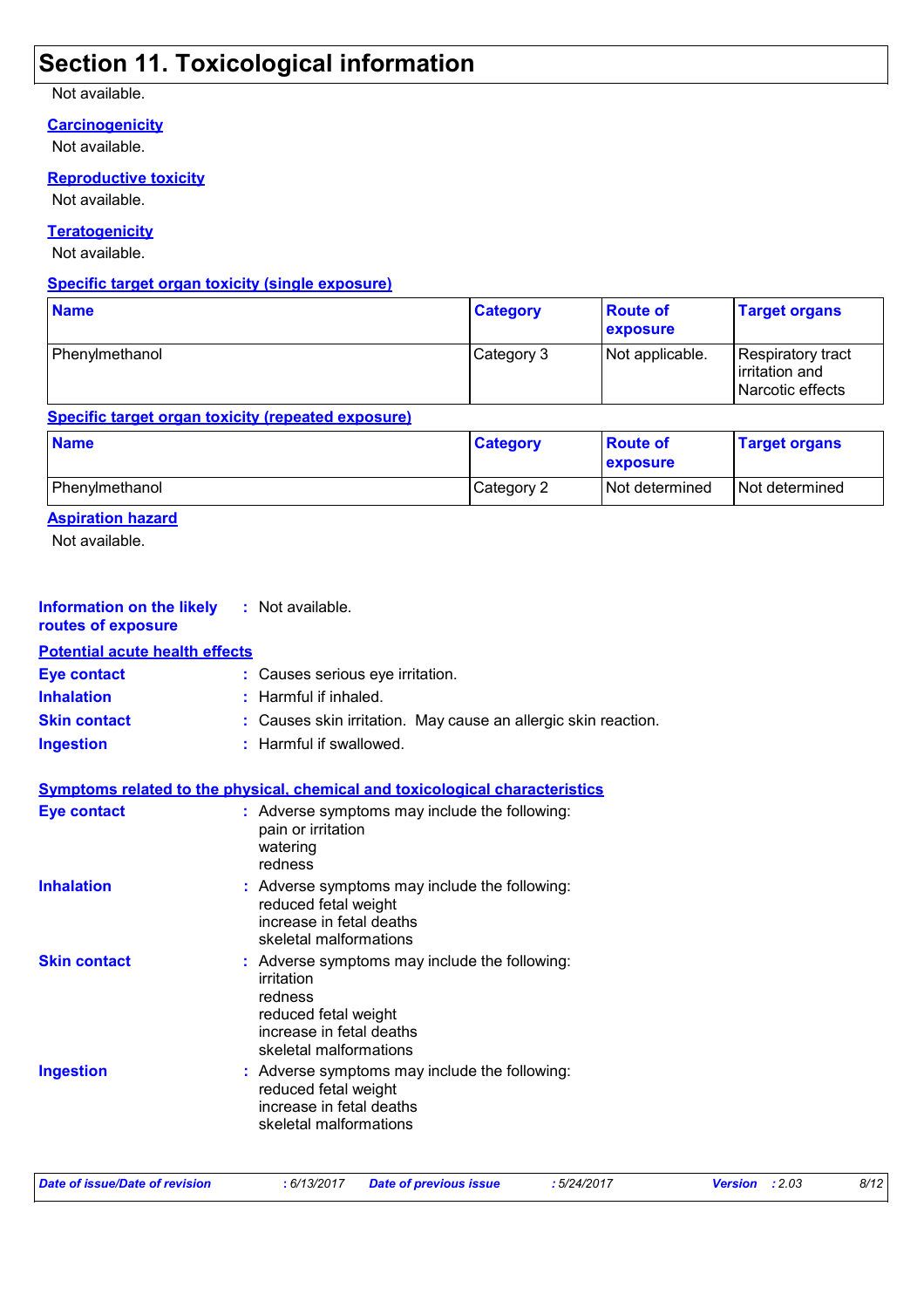## Section 11. Toxicological information

Not available.

**Carcinogenicity**

Not available.

**Reproductive toxicity**

Not available.

**Teratogenicity**

Not available.

**Specific target organ toxicity (single exposure)**

| Name | Category | Route of exposure | Target organs |
|---|---|---|---|
| Phenylmethanol | Category 3 | Not applicable. | Respiratory tract irritation and Narcotic effects |

**Specific target organ toxicity (repeated exposure)**

| Name | Category | Route of exposure | Target organs |
|---|---|---|---|
| Phenylmethanol | Category 2 | Not determined | Not determined |

**Aspiration hazard**

Not available.

**Information on the likely routes of exposure** : Not available.

**Potential acute health effects**

**Eye contact** : Causes serious eye irritation.

**Inhalation** : Harmful if inhaled.

**Skin contact** : Causes skin irritation. May cause an allergic skin reaction.

**Ingestion** : Harmful if swallowed.

**Symptoms related to the physical, chemical and toxicological characteristics**

**Eye contact** : Adverse symptoms may include the following:
pain or irritation
watering
redness

**Inhalation** : Adverse symptoms may include the following:
reduced fetal weight
increase in fetal deaths
skeletal malformations

**Skin contact** : Adverse symptoms may include the following:
irritation
redness
reduced fetal weight
increase in fetal deaths
skeletal malformations

**Ingestion** : Adverse symptoms may include the following:
reduced fetal weight
increase in fetal deaths
skeletal malformations

*Date of issue/Date of revision* : 6/13/2017 *Date of previous issue* : 5/24/2017 *Version* : 2.03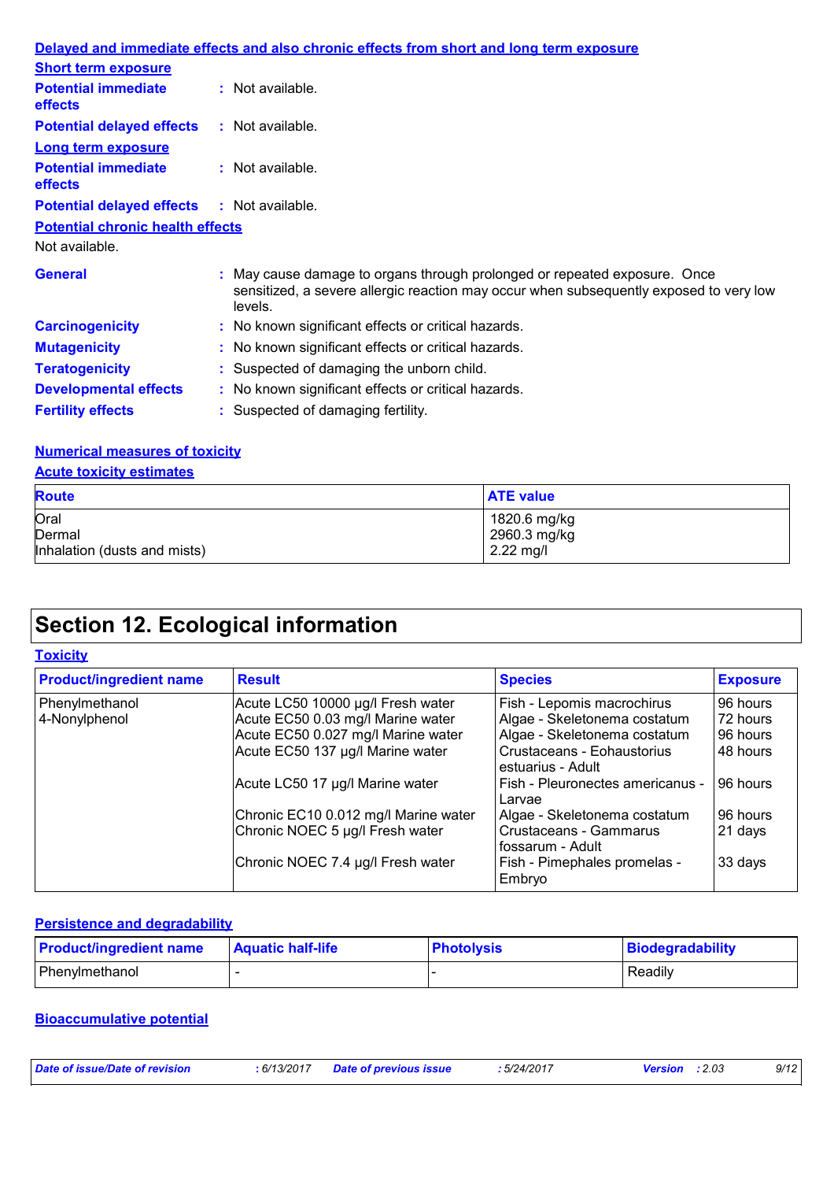**Delayed and immediate effects and also chronic effects from short and long term exposure**

**Short term exposure**

**Potential immediate effects** : Not available.

**Potential delayed effects** : Not available.

**Long term exposure**

**Potential immediate effects** : Not available.

**Potential delayed effects** : Not available.

**Potential chronic health effects**

Not available.

**General** : May cause damage to organs through prolonged or repeated exposure. Once sensitized, a severe allergic reaction may occur when subsequently exposed to very low levels.

**Carcinogenicity** : No known significant effects or critical hazards.

**Mutagenicity** : No known significant effects or critical hazards.

**Teratogenicity** : Suspected of damaging the unborn child.

**Developmental effects** : No known significant effects or critical hazards.

**Fertility effects** : Suspected of damaging fertility.

**Numerical measures of toxicity**

**Acute toxicity estimates**

| Route | ATE value |
|---|---|
| Oral | 1820.6 mg/kg |
| Dermal | 2960.3 mg/kg |
| Inhalation (dusts and mists) | 2.22 mg/l |

# Section 12. Ecological information

**Toxicity**

| Product/ingredient name | Result | Species | Exposure |
|---|---|---|---|
| Phenylmethanol | Acute LC50 10000 µg/l Fresh water | Fish - Lepomis macrochirus | 96 hours |
| 4-Nonylphenol | Acute EC50 0.03 mg/l Marine water | Algae - Skeletonema costatum | 72 hours |
| | Acute EC50 0.027 mg/l Marine water | Algae - Skeletonema costatum | 96 hours |
| | Acute EC50 137 µg/l Marine water | Crustaceans - Eohaustorius estuarius - Adult | 48 hours |
| | Acute LC50 17 µg/l Marine water | Fish - Pleuronectes americanus - Larvae | 96 hours |
| | Chronic EC10 0.012 mg/l Marine water | Algae - Skeletonema costatum | 96 hours |
| | Chronic NOEC 5 µg/l Fresh water | Crustaceans - Gammarus fossarum - Adult | 21 days |
| | Chronic NOEC 7.4 µg/l Fresh water | Fish - Pimephales promelas - Embryo | 33 days |

**Persistence and degradability**

| Product/ingredient name | Aquatic half-life | Photolysis | Biodegradability |
|---|---|---|---|
| Phenylmethanol | - | - | Readily |

**Bioaccumulative potential**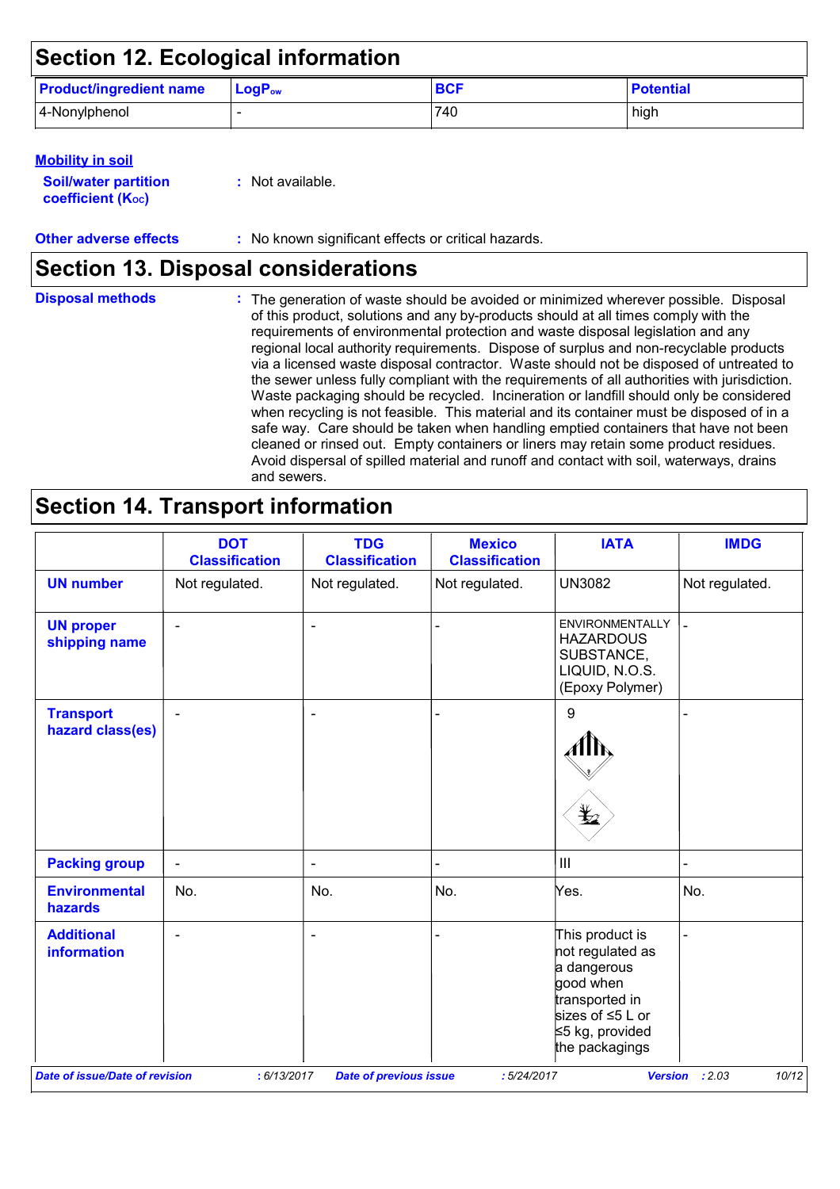## Section 12. Ecological information

| Product/ingredient name | $LogP_{ow}$ | BCF | Potential |
|---|---|---|---|
| 4-Nonylphenol | - | 740 | high |

**Mobility in soil**

**Soil/water partition coefficient ($K_{OC}$)** : Not available.

**Other adverse effects** : No known significant effects or critical hazards.

## Section 13. Disposal considerations

**Disposal methods** : The generation of waste should be avoided or minimized wherever possible. Disposal of this product, solutions and any by-products should at all times comply with the requirements of environmental protection and waste disposal legislation and any regional local authority requirements. Dispose of surplus and non-recyclable products via a licensed waste disposal contractor. Waste should not be disposed of untreated to the sewer unless fully compliant with the requirements of all authorities with jurisdiction. Waste packaging should be recycled. Incineration or landfill should only be considered when recycling is not feasible. This material and its container must be disposed of in a safe way. Care should be taken when handling emptied containers that have not been cleaned or rinsed out. Empty containers or liners may retain some product residues. Avoid dispersal of spilled material and runoff and contact with soil, waterways, drains and sewers.

## Section 14. Transport information

| | DOT Classification | TDG Classification | Mexico Classification | IATA | IMDG |
|---|---|---|---|---|---|
| UN number | Not regulated. | Not regulated. | Not regulated. | UN3082 | Not regulated. |
| UN proper shipping name | - | - | - | ENVIRONMENTALLY HAZARDOUS SUBSTANCE, LIQUID, N.O.S. (Epoxy Polymer) | - |
| Transport hazard class(es) | - | - | - | 9 | - |
| Packing group | - | - | - | III | - |
| Environmental hazards | No. | No. | No. | Yes. | No. |
| Additional information | - | - | - | This product is not regulated as a dangerous good when transported in sizes of ≤5 L or ≤5 kg, provided the packagings | - |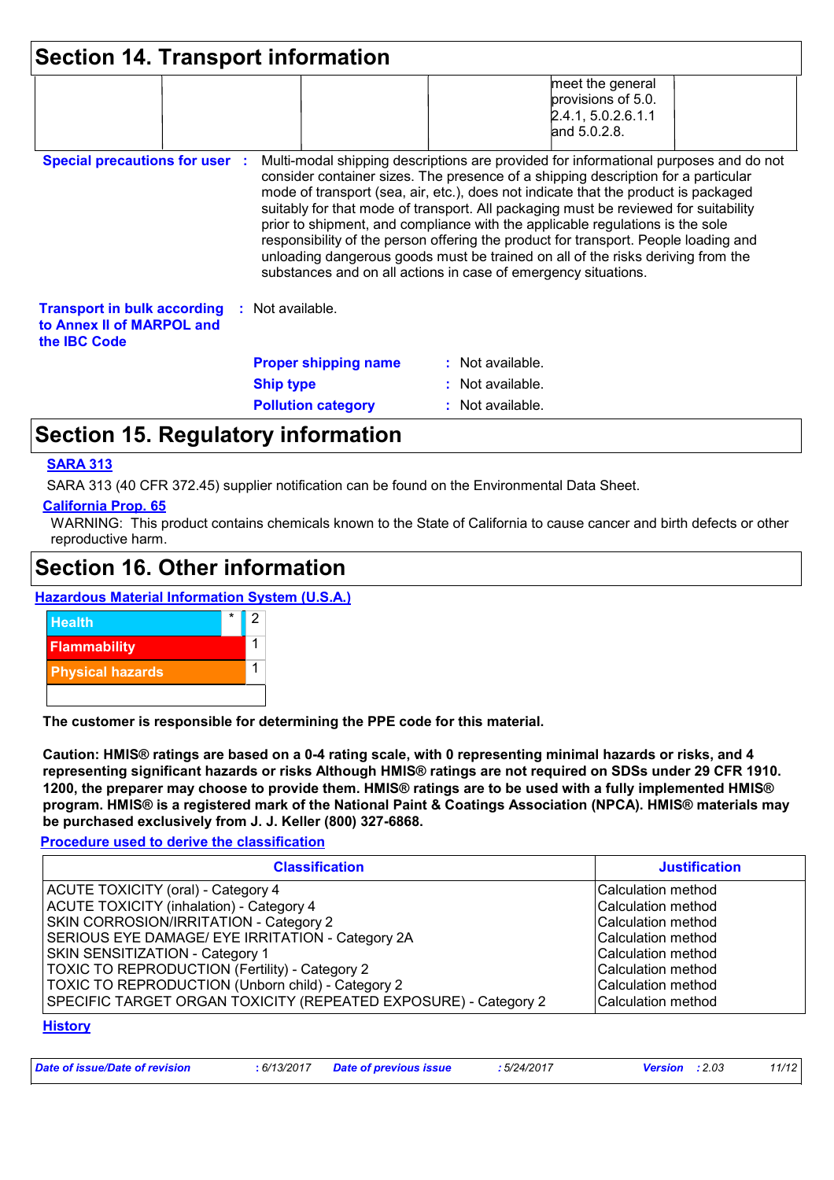## Section 14. Transport information

| | | | | meet the general provisions of 5.0.2.4.1, 5.0.2.6.1.1 and 5.0.2.8. | |
|---|---|---|---|---|---|

**Special precautions for user** : Multi-modal shipping descriptions are provided for informational purposes and do not consider container sizes. The presence of a shipping description for a particular mode of transport (sea, air, etc.), does not indicate that the product is packaged suitably for that mode of transport. All packaging must be reviewed for suitability prior to shipment, and compliance with the applicable regulations is the sole responsibility of the person offering the product for transport. People loading and unloading dangerous goods must be trained on all of the risks deriving from the substances and on all actions in case of emergency situations.

**Transport in bulk according to Annex II of MARPOL and the IBC Code** : Not available.

**Proper shipping name** : Not available.

**Ship type** : Not available.

**Pollution category** : Not available.

## Section 15. Regulatory information

**SARA 313**

SARA 313 (40 CFR 372.45) supplier notification can be found on the Environmental Data Sheet.

**California Prop. 65**

WARNING: This product contains chemicals known to the State of California to cause cancer and birth defects or other reproductive harm.

## Section 16. Other information

**Hazardous Material Information System (U.S.A.)**

| | | |
|---|---|---|
| Health | * | 2 |
| Flammability | | 1 |
| Physical hazards | | 1 |
| | | |

**The customer is responsible for determining the PPE code for this material.**

**Caution: HMIS® ratings are based on a 0-4 rating scale, with 0 representing minimal hazards or risks, and 4 representing significant hazards or risks Although HMIS® ratings are not required on SDSs under 29 CFR 1910. 1200, the preparer may choose to provide them. HMIS® ratings are to be used with a fully implemented HMIS® program. HMIS® is a registered mark of the National Paint & Coatings Association (NPCA). HMIS® materials may be purchased exclusively from J. J. Keller (800) 327-6868.**

**Procedure used to derive the classification**

| Classification | Justification |
|---|---|
| ACUTE TOXICITY (oral) - Category 4 | Calculation method |
| ACUTE TOXICITY (inhalation) - Category 4 | Calculation method |
| SKIN CORROSION/IRRITATION - Category 2 | Calculation method |
| SERIOUS EYE DAMAGE/ EYE IRRITATION - Category 2A | Calculation method |
| SKIN SENSITIZATION - Category 1 | Calculation method |
| TOXIC TO REPRODUCTION (Fertility) - Category 2 | Calculation method |
| TOXIC TO REPRODUCTION (Unborn child) - Category 2 | Calculation method |
| SPECIFIC TARGET ORGAN TOXICITY (REPEATED EXPOSURE) - Category 2 | Calculation method |

**History**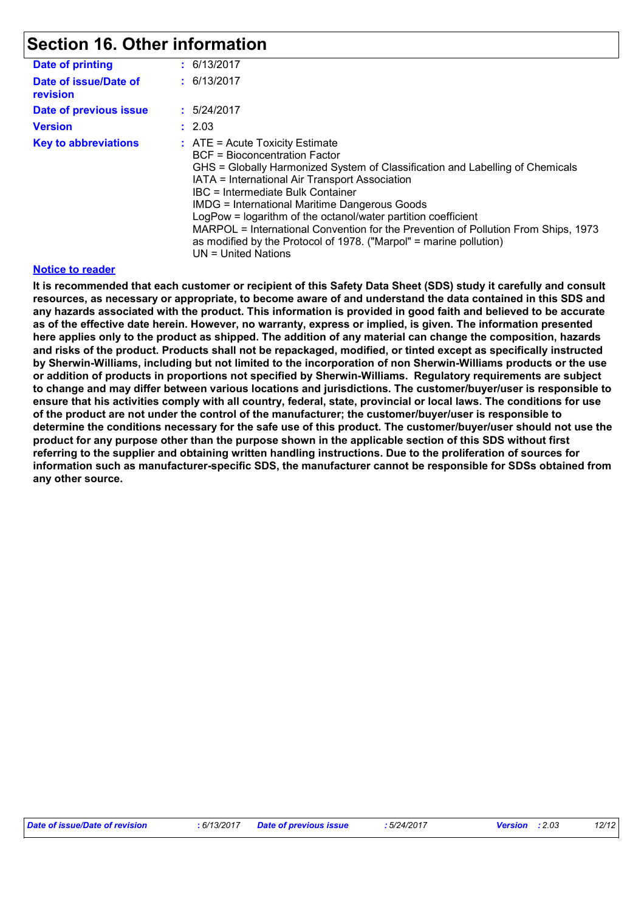## Section 16. Other information

| | |
|---|---|
| **Date of printing** | : 6/13/2017 |
| **Date of issue/Date of revision** | : 6/13/2017 |
| **Date of previous issue** | : 5/24/2017 |
| **Version** | : 2.03 |
| **Key to abbreviations** | : ATE = Acute Toxicity Estimate<br>BCF = Bioconcentration Factor<br>GHS = Globally Harmonized System of Classification and Labelling of Chemicals<br>IATA = International Air Transport Association<br>IBC = Intermediate Bulk Container<br>IMDG = International Maritime Dangerous Goods<br>LogPow = logarithm of the octanol/water partition coefficient<br>MARPOL = International Convention for the Prevention of Pollution From Ships, 1973 as modified by the Protocol of 1978. ("Marpol" = marine pollution)<br>UN = United Nations |

**Notice to reader**

**It is recommended that each customer or recipient of this Safety Data Sheet (SDS) study it carefully and consult resources, as necessary or appropriate, to become aware of and understand the data contained in this SDS and any hazards associated with the product. This information is provided in good faith and believed to be accurate as of the effective date herein. However, no warranty, express or implied, is given. The information presented here applies only to the product as shipped. The addition of any material can change the composition, hazards and risks of the product. Products shall not be repackaged, modified, or tinted except as specifically instructed by Sherwin-Williams, including but not limited to the incorporation of non Sherwin-Williams products or the use or addition of products in proportions not specified by Sherwin-Williams. Regulatory requirements are subject to change and may differ between various locations and jurisdictions. The customer/buyer/user is responsible to ensure that his activities comply with all country, federal, state, provincial or local laws. The conditions for use of the product are not under the control of the manufacturer; the customer/buyer/user is responsible to determine the conditions necessary for the safe use of this product. The customer/buyer/user should not use the product for any purpose other than the purpose shown in the applicable section of this SDS without first referring to the supplier and obtaining written handling instructions. Due to the proliferation of sources for information such as manufacturer-specific SDS, the manufacturer cannot be responsible for SDSs obtained from any other source.**